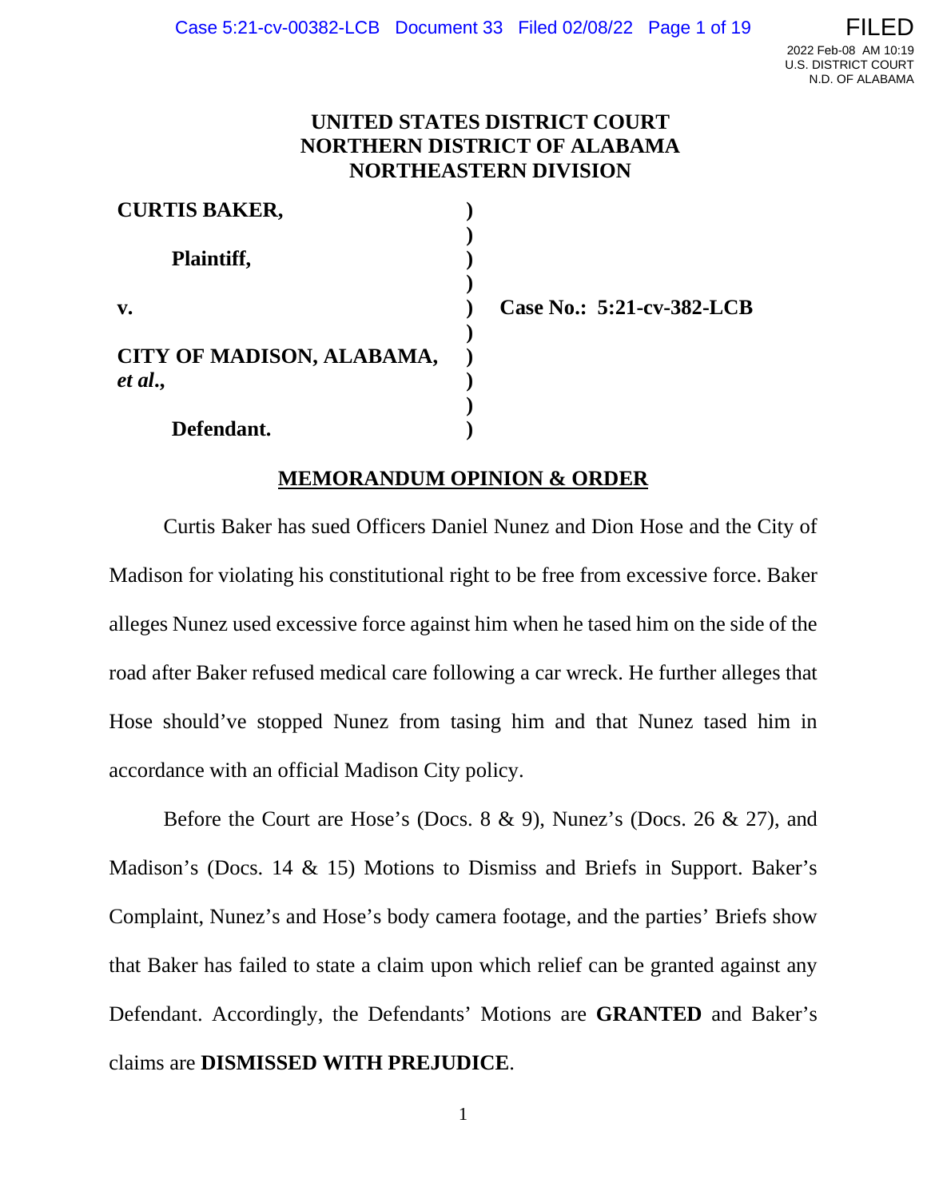# UNITED STATES DISTRICT COURT
# NORTHERN DISTRICT OF ALABAMA
# NORTHEASTERN DIVISION

**CURTIS BAKER,**

**Plaintiff,**

**v.** **Case No.: 5:21-cv-382-LCB**

**CITY OF MADISON, ALABAMA,** ***et al.*,**

**Defendant.**

## MEMORANDUM OPINION & ORDER

Curtis Baker has sued Officers Daniel Nunez and Dion Hose and the City of Madison for violating his constitutional right to be free from excessive force. Baker alleges Nunez used excessive force against him when he tased him on the side of the road after Baker refused medical care following a car wreck. He further alleges that Hose should've stopped Nunez from tasing him and that Nunez tased him in accordance with an official Madison City policy.

Before the Court are Hose's (Docs. 8 & 9), Nunez's (Docs. 26 & 27), and Madison's (Docs. 14 & 15) Motions to Dismiss and Briefs in Support. Baker's Complaint, Nunez's and Hose's body camera footage, and the parties' Briefs show that Baker has failed to state a claim upon which relief can be granted against any Defendant. Accordingly, the Defendants' Motions are **GRANTED** and Baker's claims are **DISMISSED WITH PREJUDICE**.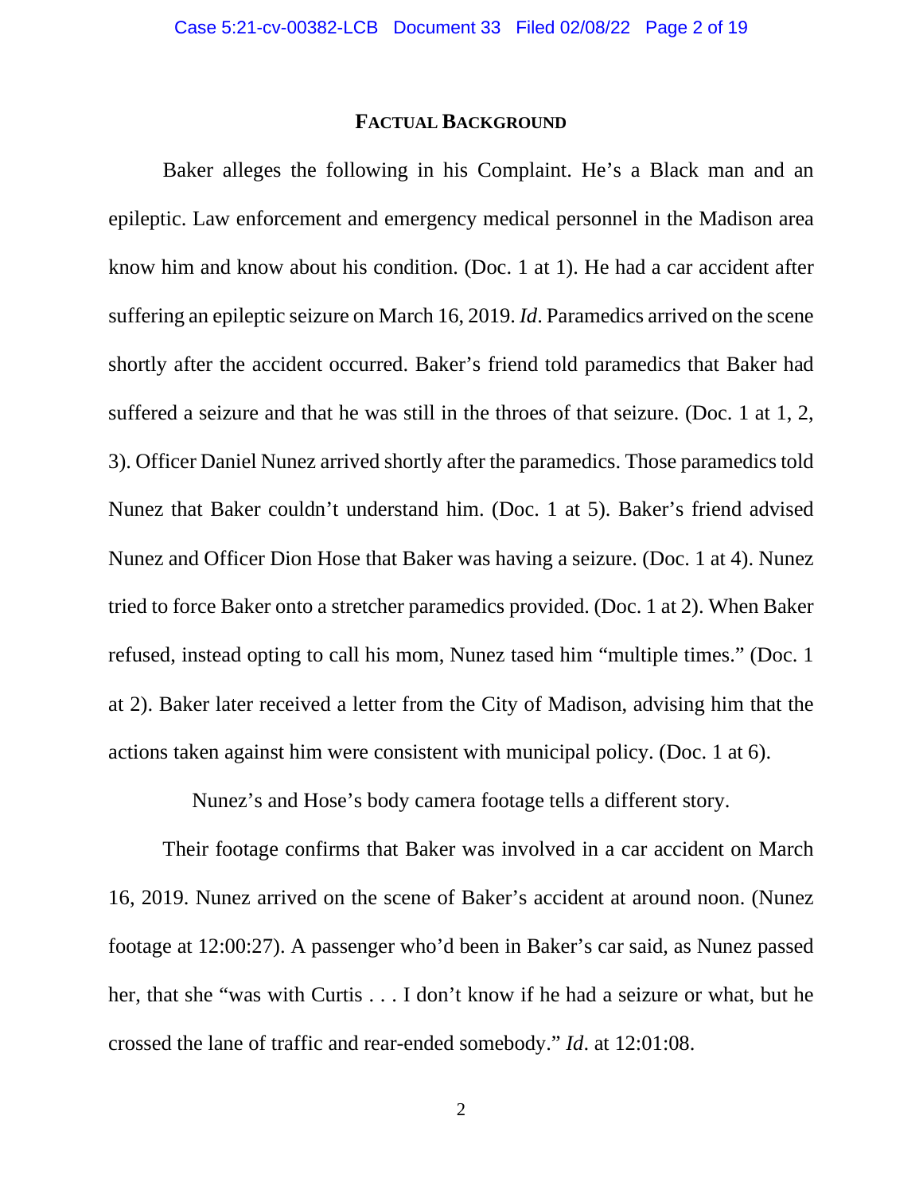## FACTUAL BACKGROUND

Baker alleges the following in his Complaint. He's a Black man and an epileptic. Law enforcement and emergency medical personnel in the Madison area know him and know about his condition. (Doc. 1 at 1). He had a car accident after suffering an epileptic seizure on March 16, 2019. *Id*. Paramedics arrived on the scene shortly after the accident occurred. Baker's friend told paramedics that Baker had suffered a seizure and that he was still in the throes of that seizure. (Doc. 1 at 1, 2, 3). Officer Daniel Nunez arrived shortly after the paramedics. Those paramedics told Nunez that Baker couldn't understand him. (Doc. 1 at 5). Baker's friend advised Nunez and Officer Dion Hose that Baker was having a seizure. (Doc. 1 at 4). Nunez tried to force Baker onto a stretcher paramedics provided. (Doc. 1 at 2). When Baker refused, instead opting to call his mom, Nunez tased him "multiple times." (Doc. 1 at 2). Baker later received a letter from the City of Madison, advising him that the actions taken against him were consistent with municipal policy. (Doc. 1 at 6).

Nunez's and Hose's body camera footage tells a different story.

Their footage confirms that Baker was involved in a car accident on March 16, 2019. Nunez arrived on the scene of Baker's accident at around noon. (Nunez footage at 12:00:27). A passenger who'd been in Baker's car said, as Nunez passed her, that she "was with Curtis . . . I don't know if he had a seizure or what, but he crossed the lane of traffic and rear-ended somebody." *Id*. at 12:01:08.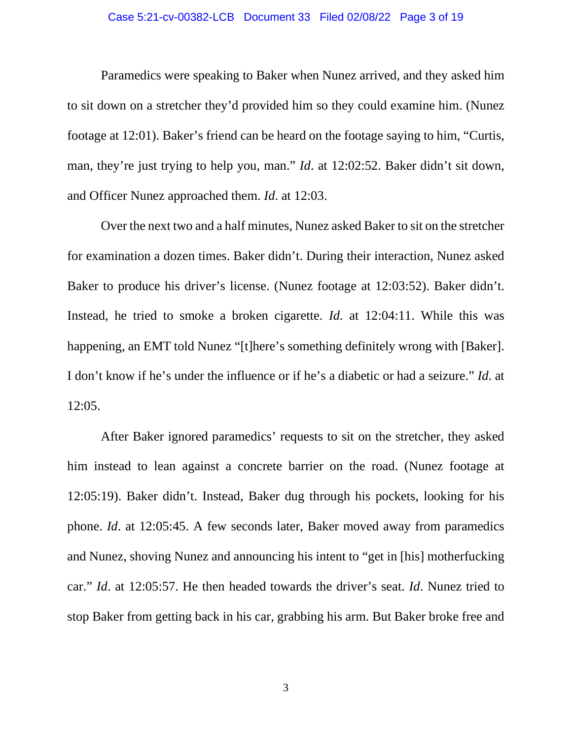Paramedics were speaking to Baker when Nunez arrived, and they asked him to sit down on a stretcher they'd provided him so they could examine him. (Nunez footage at 12:01). Baker's friend can be heard on the footage saying to him, "Curtis, man, they're just trying to help you, man." *Id*. at 12:02:52. Baker didn't sit down, and Officer Nunez approached them. *Id*. at 12:03.

Over the next two and a half minutes, Nunez asked Baker to sit on the stretcher for examination a dozen times. Baker didn't. During their interaction, Nunez asked Baker to produce his driver's license. (Nunez footage at 12:03:52). Baker didn't. Instead, he tried to smoke a broken cigarette. *Id.* at 12:04:11. While this was happening, an EMT told Nunez "[t]here's something definitely wrong with [Baker]. I don't know if he's under the influence or if he's a diabetic or had a seizure." *Id*. at 12:05.

After Baker ignored paramedics' requests to sit on the stretcher, they asked him instead to lean against a concrete barrier on the road. (Nunez footage at 12:05:19). Baker didn't. Instead, Baker dug through his pockets, looking for his phone. *Id*. at 12:05:45. A few seconds later, Baker moved away from paramedics and Nunez, shoving Nunez and announcing his intent to "get in [his] motherfucking car." *Id*. at 12:05:57. He then headed towards the driver's seat. *Id*. Nunez tried to stop Baker from getting back in his car, grabbing his arm. But Baker broke free and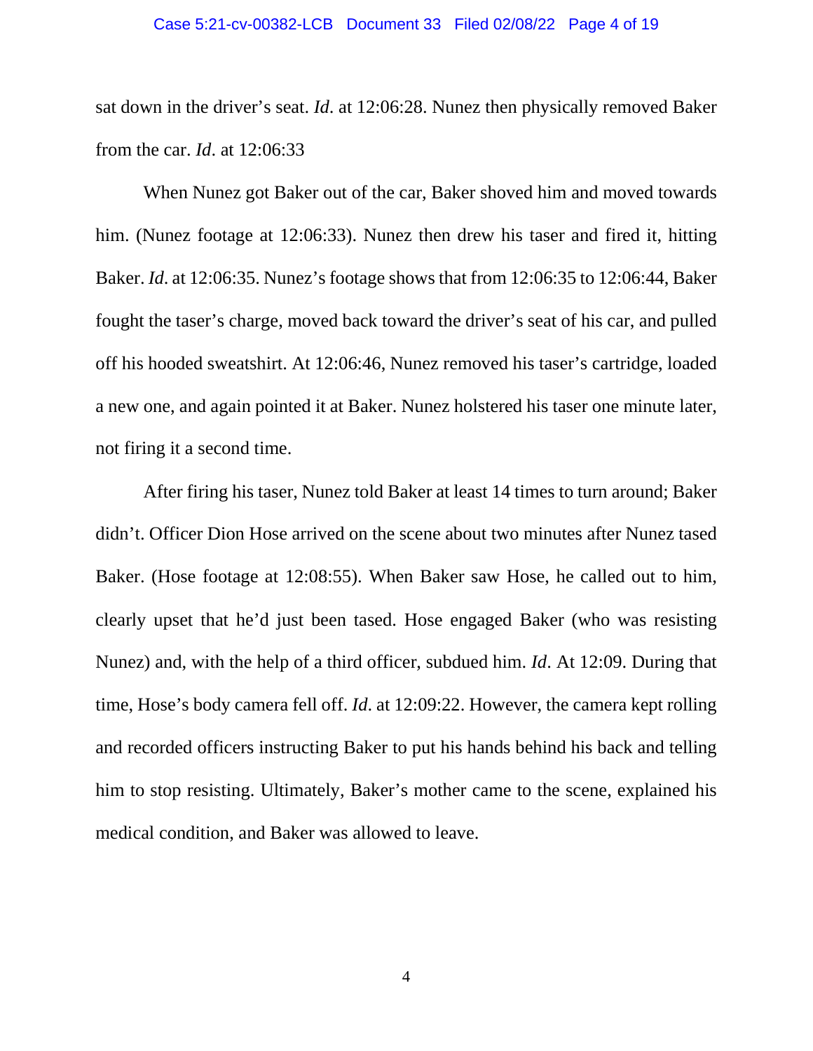sat down in the driver's seat. *Id*. at 12:06:28. Nunez then physically removed Baker from the car. *Id*. at 12:06:33

When Nunez got Baker out of the car, Baker shoved him and moved towards him. (Nunez footage at 12:06:33). Nunez then drew his taser and fired it, hitting Baker. *Id*. at 12:06:35. Nunez's footage shows that from 12:06:35 to 12:06:44, Baker fought the taser's charge, moved back toward the driver's seat of his car, and pulled off his hooded sweatshirt. At 12:06:46, Nunez removed his taser's cartridge, loaded a new one, and again pointed it at Baker. Nunez holstered his taser one minute later, not firing it a second time.

After firing his taser, Nunez told Baker at least 14 times to turn around; Baker didn't. Officer Dion Hose arrived on the scene about two minutes after Nunez tased Baker. (Hose footage at 12:08:55). When Baker saw Hose, he called out to him, clearly upset that he'd just been tased. Hose engaged Baker (who was resisting Nunez) and, with the help of a third officer, subdued him. *Id*. At 12:09. During that time, Hose's body camera fell off. *Id*. at 12:09:22. However, the camera kept rolling and recorded officers instructing Baker to put his hands behind his back and telling him to stop resisting. Ultimately, Baker's mother came to the scene, explained his medical condition, and Baker was allowed to leave.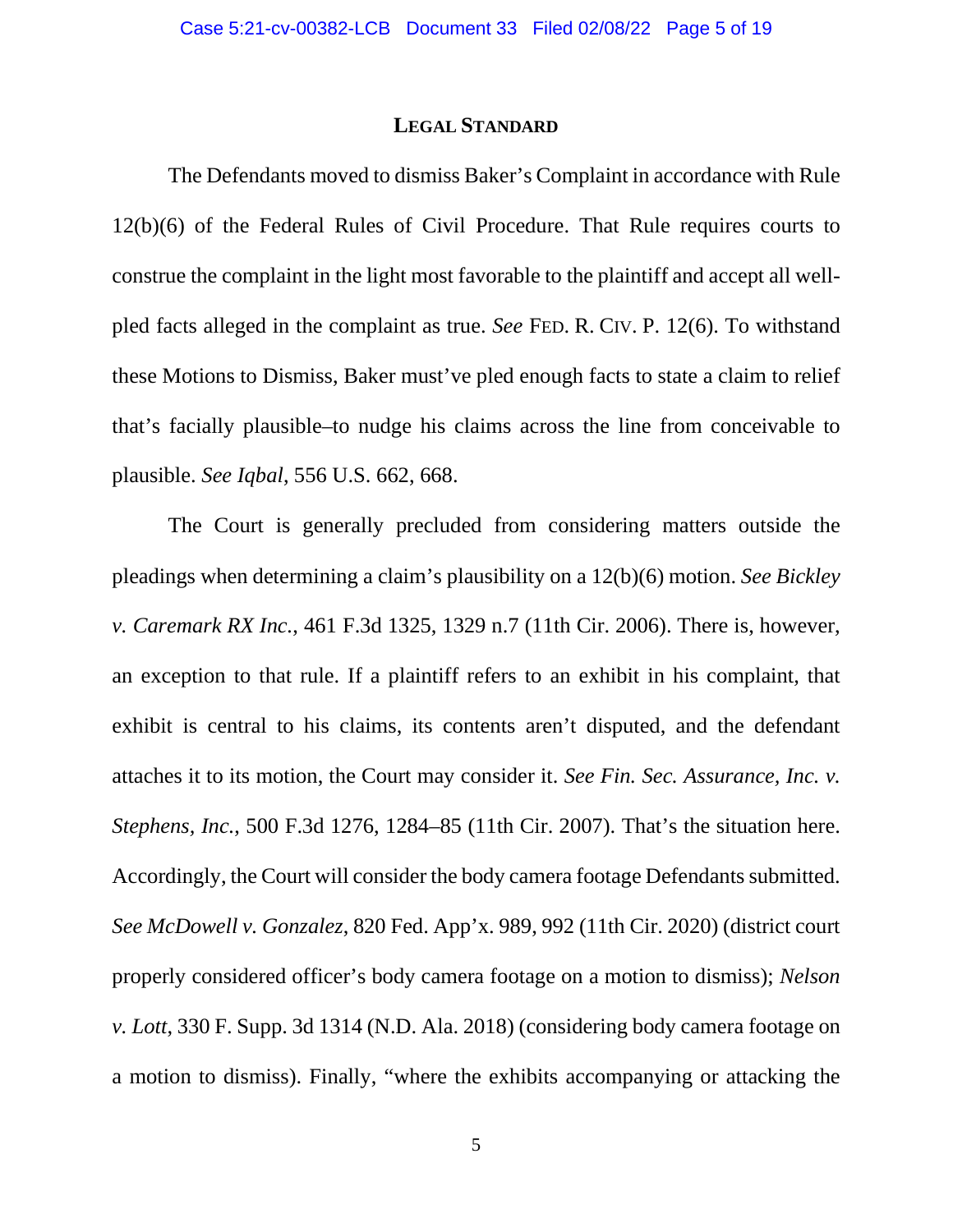## LEGAL STANDARD

The Defendants moved to dismiss Baker's Complaint in accordance with Rule 12(b)(6) of the Federal Rules of Civil Procedure. That Rule requires courts to construe the complaint in the light most favorable to the plaintiff and accept all well-pled facts alleged in the complaint as true. *See* FED. R. CIV. P. 12(6). To withstand these Motions to Dismiss, Baker must've pled enough facts to state a claim to relief that's facially plausible–to nudge his claims across the line from conceivable to plausible. *See Iqbal*, 556 U.S. 662, 668.

The Court is generally precluded from considering matters outside the pleadings when determining a claim's plausibility on a 12(b)(6) motion. *See Bickley v. Caremark RX Inc.*, 461 F.3d 1325, 1329 n.7 (11th Cir. 2006). There is, however, an exception to that rule. If a plaintiff refers to an exhibit in his complaint, that exhibit is central to his claims, its contents aren't disputed, and the defendant attaches it to its motion, the Court may consider it. *See Fin. Sec. Assurance, Inc. v. Stephens, Inc.*, 500 F.3d 1276, 1284–85 (11th Cir. 2007). That's the situation here. Accordingly, the Court will consider the body camera footage Defendants submitted. *See McDowell v. Gonzalez*, 820 Fed. App'x. 989, 992 (11th Cir. 2020) (district court properly considered officer's body camera footage on a motion to dismiss); *Nelson v. Lott*, 330 F. Supp. 3d 1314 (N.D. Ala. 2018) (considering body camera footage on a motion to dismiss). Finally, "where the exhibits accompanying or attacking the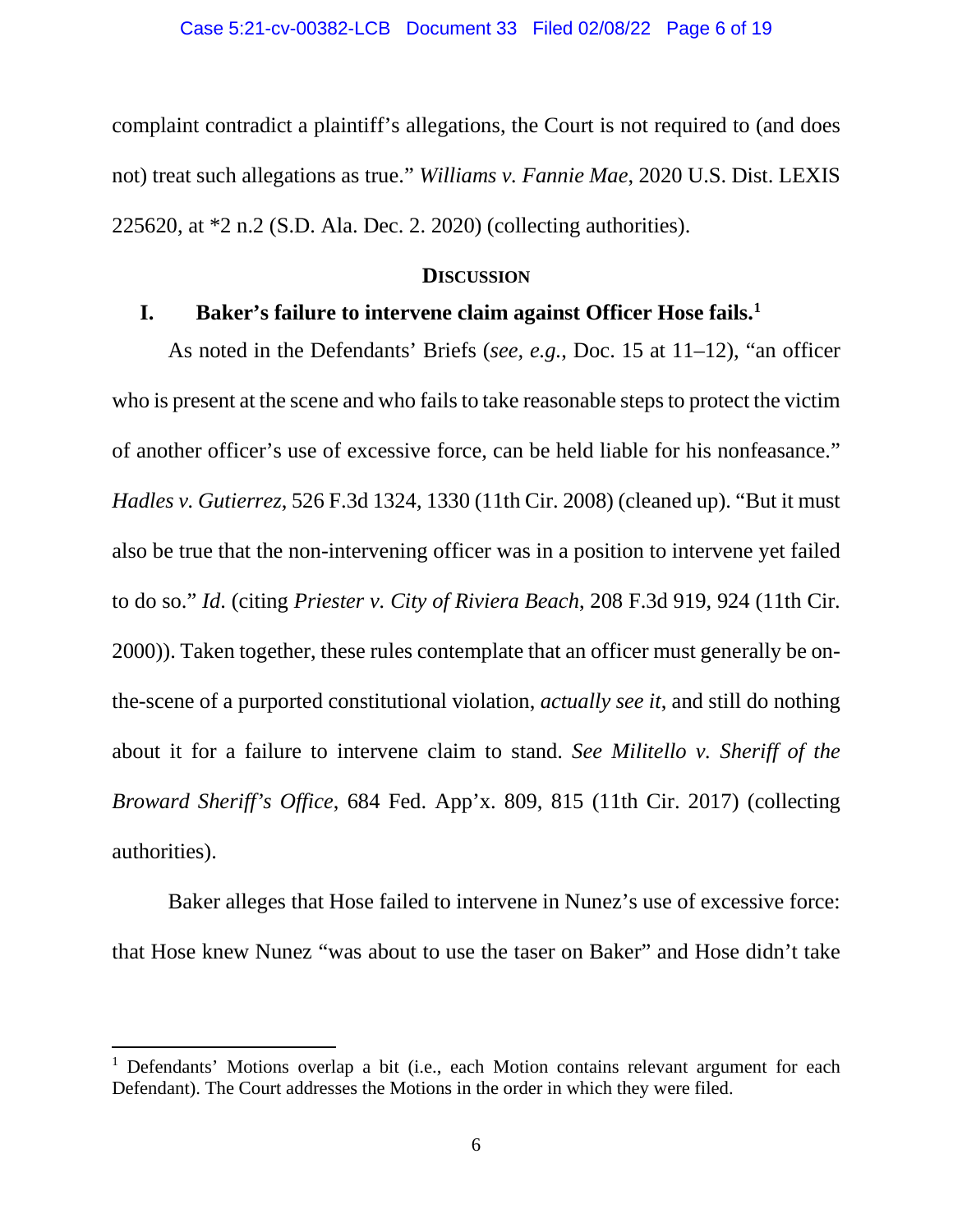complaint contradict a plaintiff's allegations, the Court is not required to (and does not) treat such allegations as true." *Williams v. Fannie Mae*, 2020 U.S. Dist. LEXIS 225620, at *2 n.2 (S.D. Ala. Dec. 2. 2020) (collecting authorities).

## DISCUSSION

### I. Baker's failure to intervene claim against Officer Hose fails.[1]

As noted in the Defendants' Briefs (*see, e.g.*, Doc. 15 at 11–12), "an officer who is present at the scene and who fails to take reasonable steps to protect the victim of another officer's use of excessive force, can be held liable for his nonfeasance." *Hadles v. Gutierrez*, 526 F.3d 1324, 1330 (11th Cir. 2008) (cleaned up). "But it must also be true that the non-intervening officer was in a position to intervene yet failed to do so." *Id*. (citing *Priester v. City of Riviera Beach*, 208 F.3d 919, 924 (11th Cir. 2000)). Taken together, these rules contemplate that an officer must generally be on-the-scene of a purported constitutional violation, *actually see it*, and still do nothing about it for a failure to intervene claim to stand. *See Militello v. Sheriff of the Broward Sheriff's Office*, 684 Fed. App'x. 809, 815 (11th Cir. 2017) (collecting authorities).

Baker alleges that Hose failed to intervene in Nunez's use of excessive force: that Hose knew Nunez "was about to use the taser on Baker" and Hose didn't take

---

[1] Defendants' Motions overlap a bit (i.e., each Motion contains relevant argument for each Defendant). The Court addresses the Motions in the order in which they were filed.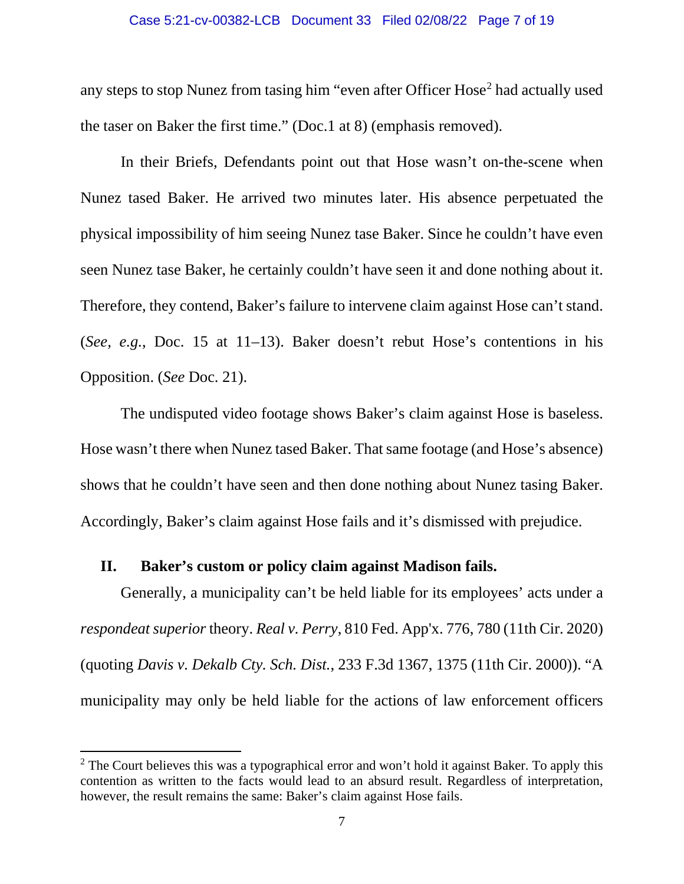any steps to stop Nunez from tasing him "even after Officer Hose[2] had actually used the taser on Baker the first time." (Doc.1 at 8) (emphasis removed).

In their Briefs, Defendants point out that Hose wasn't on-the-scene when Nunez tased Baker. He arrived two minutes later. His absence perpetuated the physical impossibility of him seeing Nunez tase Baker. Since he couldn't have even seen Nunez tase Baker, he certainly couldn't have seen it and done nothing about it. Therefore, they contend, Baker's failure to intervene claim against Hose can't stand. (*See, e.g.*, Doc. 15 at 11–13). Baker doesn't rebut Hose's contentions in his Opposition. (*See* Doc. 21).

The undisputed video footage shows Baker's claim against Hose is baseless. Hose wasn't there when Nunez tased Baker. That same footage (and Hose's absence) shows that he couldn't have seen and then done nothing about Nunez tasing Baker. Accordingly, Baker's claim against Hose fails and it's dismissed with prejudice.

## II. Baker's custom or policy claim against Madison fails.

Generally, a municipality can't be held liable for its employees' acts under a *respondeat superior* theory. *Real v. Perry*, 810 Fed. App'x. 776, 780 (11th Cir. 2020) (quoting *Davis v. Dekalb Cty. Sch. Dist.*, 233 F.3d 1367, 1375 (11th Cir. 2000)). "A municipality may only be held liable for the actions of law enforcement officers

---

[2] The Court believes this was a typographical error and won't hold it against Baker. To apply this contention as written to the facts would lead to an absurd result. Regardless of interpretation, however, the result remains the same: Baker's claim against Hose fails.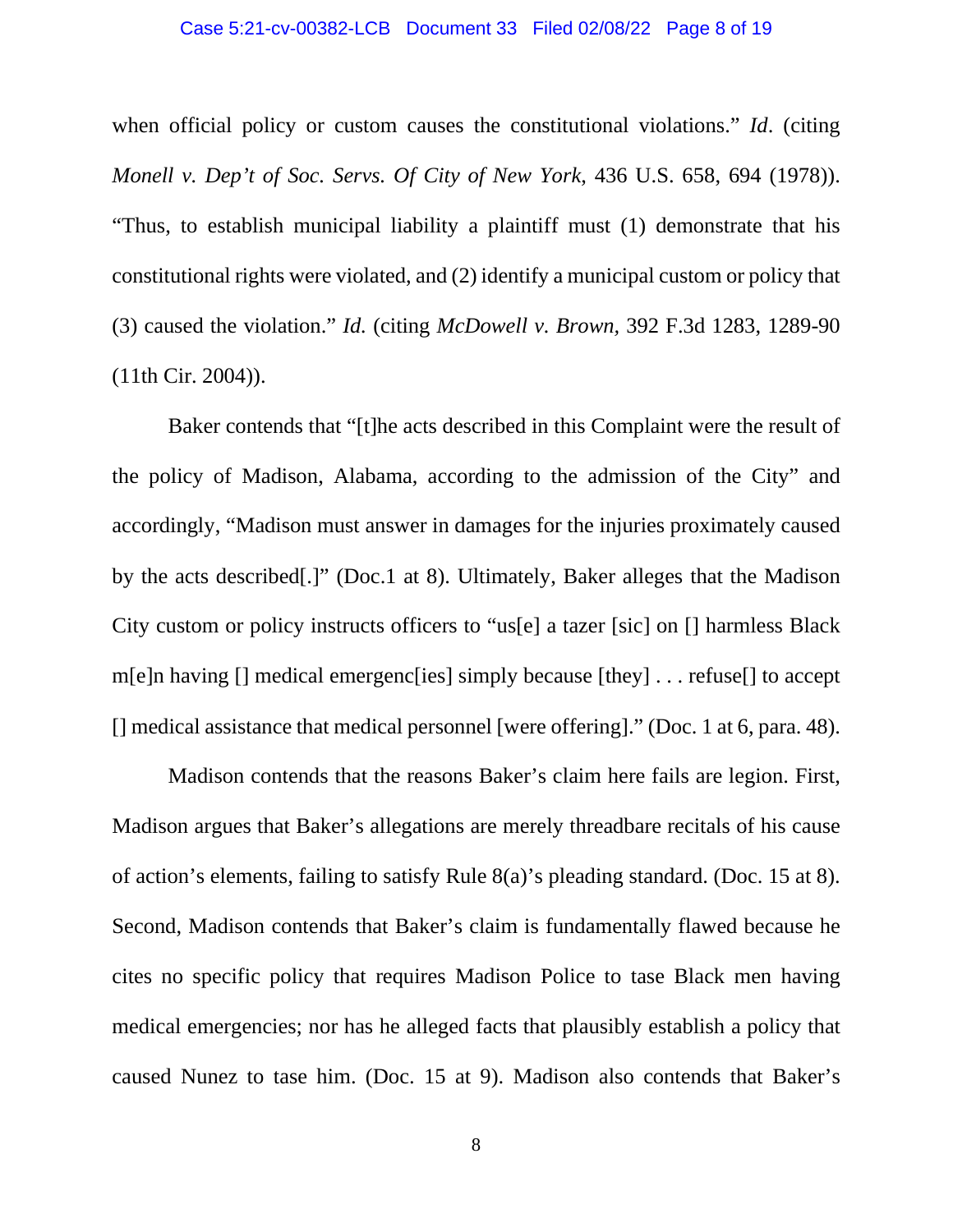when official policy or custom causes the constitutional violations." *Id*. (citing *Monell v. Dep't of Soc. Servs. Of City of New York*, 436 U.S. 658, 694 (1978)). "Thus, to establish municipal liability a plaintiff must (1) demonstrate that his constitutional rights were violated, and (2) identify a municipal custom or policy that (3) caused the violation." *Id.* (citing *McDowell v. Brown,* 392 F.3d 1283, 1289-90 (11th Cir. 2004)).

Baker contends that "[t]he acts described in this Complaint were the result of the policy of Madison, Alabama, according to the admission of the City" and accordingly, "Madison must answer in damages for the injuries proximately caused by the acts described[.]" (Doc.1 at 8). Ultimately, Baker alleges that the Madison City custom or policy instructs officers to "us[e] a tazer [sic] on [] harmless Black m[e]n having [] medical emergenc[ies] simply because [they] . . . refuse[] to accept [] medical assistance that medical personnel [were offering]." (Doc. 1 at 6, para. 48).

Madison contends that the reasons Baker's claim here fails are legion. First, Madison argues that Baker's allegations are merely threadbare recitals of his cause of action's elements, failing to satisfy Rule 8(a)'s pleading standard. (Doc. 15 at 8). Second, Madison contends that Baker's claim is fundamentally flawed because he cites no specific policy that requires Madison Police to tase Black men having medical emergencies; nor has he alleged facts that plausibly establish a policy that caused Nunez to tase him. (Doc. 15 at 9). Madison also contends that Baker's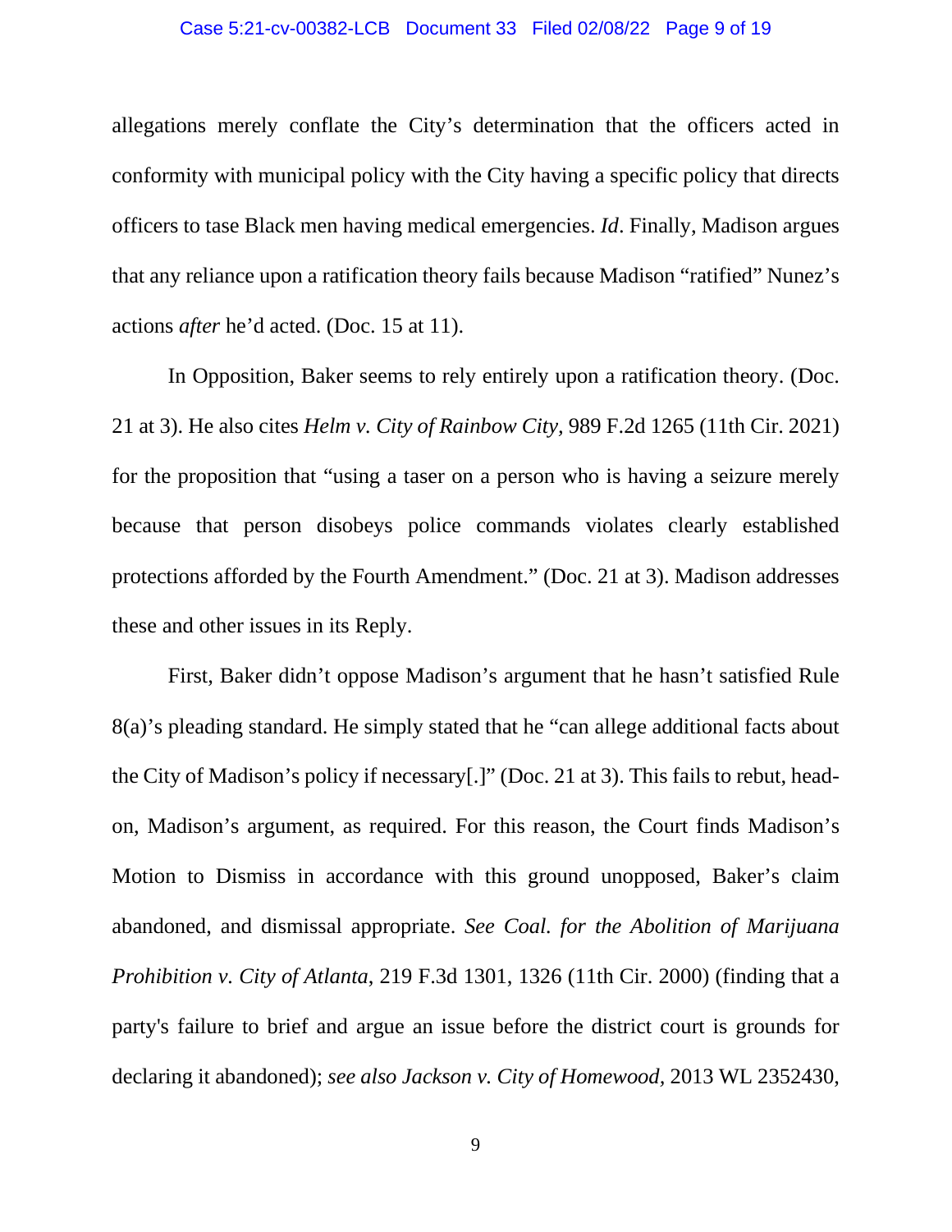allegations merely conflate the City's determination that the officers acted in conformity with municipal policy with the City having a specific policy that directs officers to tase Black men having medical emergencies. *Id*. Finally, Madison argues that any reliance upon a ratification theory fails because Madison "ratified" Nunez's actions *after* he'd acted. (Doc. 15 at 11).

In Opposition, Baker seems to rely entirely upon a ratification theory. (Doc. 21 at 3). He also cites *Helm v. City of Rainbow City*, 989 F.2d 1265 (11th Cir. 2021) for the proposition that "using a taser on a person who is having a seizure merely because that person disobeys police commands violates clearly established protections afforded by the Fourth Amendment." (Doc. 21 at 3). Madison addresses these and other issues in its Reply.

First, Baker didn't oppose Madison's argument that he hasn't satisfied Rule 8(a)'s pleading standard. He simply stated that he "can allege additional facts about the City of Madison's policy if necessary[.]" (Doc. 21 at 3). This fails to rebut, head-on, Madison's argument, as required. For this reason, the Court finds Madison's Motion to Dismiss in accordance with this ground unopposed, Baker's claim abandoned, and dismissal appropriate. *See Coal. for the Abolition of Marijuana Prohibition v. City of Atlanta*, 219 F.3d 1301, 1326 (11th Cir. 2000) (finding that a party's failure to brief and argue an issue before the district court is grounds for declaring it abandoned); *see also Jackson v. City of Homewood*, 2013 WL 2352430,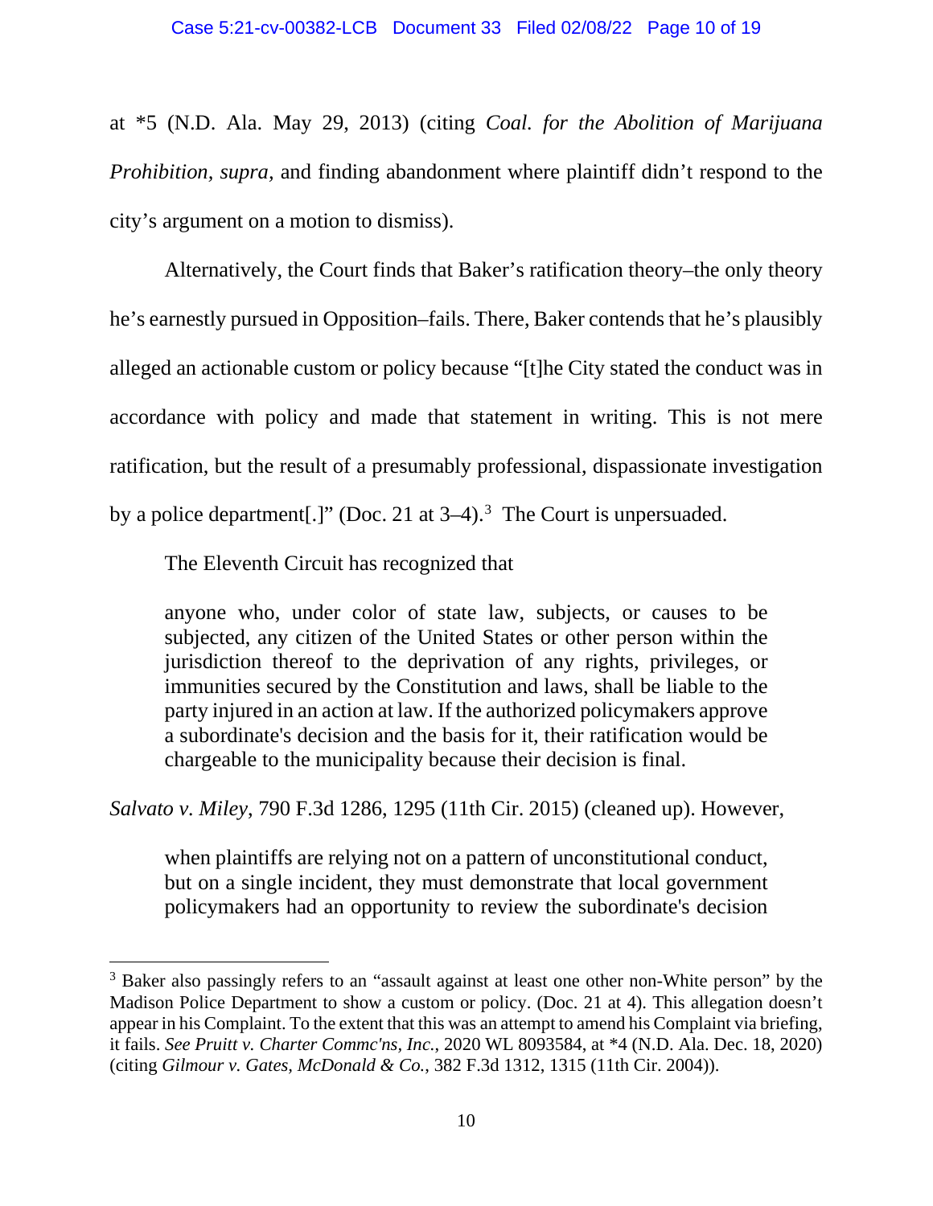at *5 (N.D. Ala. May 29, 2013) (citing *Coal. for the Abolition of Marijuana Prohibition*, *supra*, and finding abandonment where plaintiff didn't respond to the city's argument on a motion to dismiss).

Alternatively, the Court finds that Baker's ratification theory–the only theory he's earnestly pursued in Opposition–fails. There, Baker contends that he's plausibly alleged an actionable custom or policy because "[t]he City stated the conduct was in accordance with policy and made that statement in writing. This is not mere ratification, but the result of a presumably professional, dispassionate investigation by a police department[.]" (Doc. 21 at 3–4).[3] The Court is unpersuaded.

The Eleventh Circuit has recognized that

> anyone who, under color of state law, subjects, or causes to be subjected, any citizen of the United States or other person within the jurisdiction thereof to the deprivation of any rights, privileges, or immunities secured by the Constitution and laws, shall be liable to the party injured in an action at law. If the authorized policymakers approve a subordinate's decision and the basis for it, their ratification would be chargeable to the municipality because their decision is final.

*Salvato v. Miley*, 790 F.3d 1286, 1295 (11th Cir. 2015) (cleaned up). However,

> when plaintiffs are relying not on a pattern of unconstitutional conduct, but on a single incident, they must demonstrate that local government policymakers had an opportunity to review the subordinate's decision

---

[3] Baker also passingly refers to an "assault against at least one other non-White person" by the Madison Police Department to show a custom or policy. (Doc. 21 at 4). This allegation doesn't appear in his Complaint. To the extent that this was an attempt to amend his Complaint via briefing, it fails. *See Pruitt v. Charter Commc'ns, Inc.*, 2020 WL 8093584, at *4 (N.D. Ala. Dec. 18, 2020) (citing *Gilmour v. Gates, McDonald & Co.*, 382 F.3d 1312, 1315 (11th Cir. 2004)).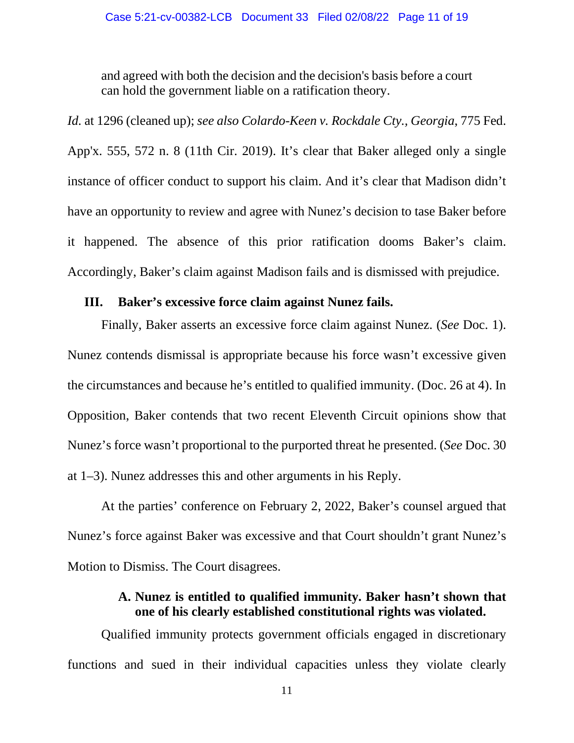and agreed with both the decision and the decision's basis before a court can hold the government liable on a ratification theory.

*Id.* at 1296 (cleaned up); *see also Colardo-Keen v. Rockdale Cty., Georgia*, 775 Fed. App'x. 555, 572 n. 8 (11th Cir. 2019). It's clear that Baker alleged only a single instance of officer conduct to support his claim. And it's clear that Madison didn't have an opportunity to review and agree with Nunez's decision to tase Baker before it happened. The absence of this prior ratification dooms Baker's claim. Accordingly, Baker's claim against Madison fails and is dismissed with prejudice.

## III. Baker's excessive force claim against Nunez fails.

Finally, Baker asserts an excessive force claim against Nunez. (*See* Doc. 1). Nunez contends dismissal is appropriate because his force wasn't excessive given the circumstances and because he's entitled to qualified immunity. (Doc. 26 at 4). In Opposition, Baker contends that two recent Eleventh Circuit opinions show that Nunez's force wasn't proportional to the purported threat he presented. (*See* Doc. 30 at 1–3). Nunez addresses this and other arguments in his Reply.

At the parties' conference on February 2, 2022, Baker's counsel argued that Nunez's force against Baker was excessive and that Court shouldn't grant Nunez's Motion to Dismiss. The Court disagrees.

### A. Nunez is entitled to qualified immunity. Baker hasn't shown that one of his clearly established constitutional rights was violated.

Qualified immunity protects government officials engaged in discretionary functions and sued in their individual capacities unless they violate clearly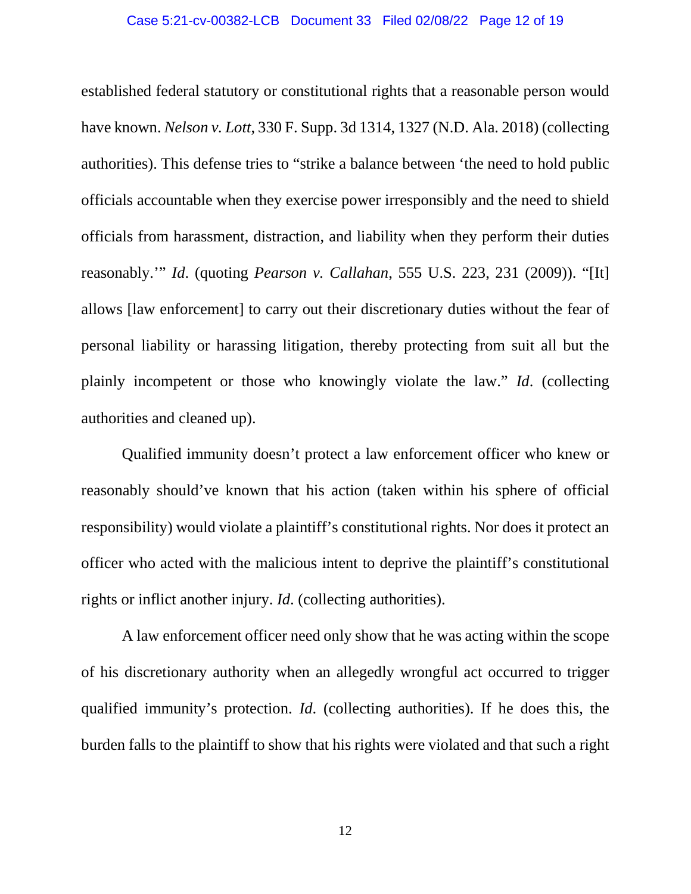established federal statutory or constitutional rights that a reasonable person would have known. *Nelson v. Lott*, 330 F. Supp. 3d 1314, 1327 (N.D. Ala. 2018) (collecting authorities). This defense tries to "strike a balance between 'the need to hold public officials accountable when they exercise power irresponsibly and the need to shield officials from harassment, distraction, and liability when they perform their duties reasonably.'" *Id*. (quoting *Pearson v. Callahan*, 555 U.S. 223, 231 (2009)). "[It] allows [law enforcement] to carry out their discretionary duties without the fear of personal liability or harassing litigation, thereby protecting from suit all but the plainly incompetent or those who knowingly violate the law." *Id*. (collecting authorities and cleaned up).

Qualified immunity doesn't protect a law enforcement officer who knew or reasonably should've known that his action (taken within his sphere of official responsibility) would violate a plaintiff's constitutional rights. Nor does it protect an officer who acted with the malicious intent to deprive the plaintiff's constitutional rights or inflict another injury. *Id*. (collecting authorities).

A law enforcement officer need only show that he was acting within the scope of his discretionary authority when an allegedly wrongful act occurred to trigger qualified immunity's protection. *Id*. (collecting authorities). If he does this, the burden falls to the plaintiff to show that his rights were violated and that such a right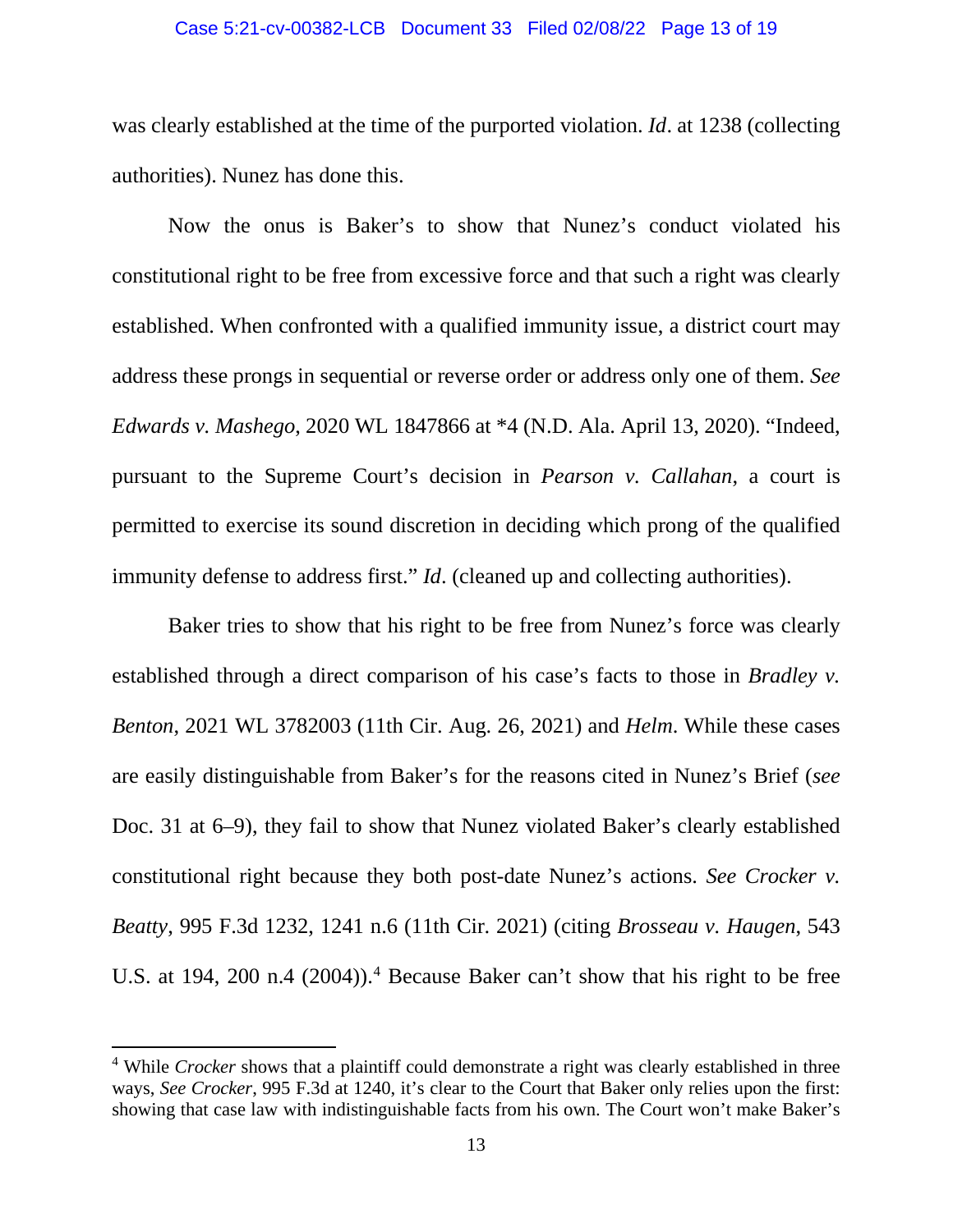was clearly established at the time of the purported violation. *Id*. at 1238 (collecting authorities). Nunez has done this.

Now the onus is Baker's to show that Nunez's conduct violated his constitutional right to be free from excessive force and that such a right was clearly established. When confronted with a qualified immunity issue, a district court may address these prongs in sequential or reverse order or address only one of them. *See Edwards v. Mashego*, 2020 WL 1847866 at *4 (N.D. Ala. April 13, 2020). "Indeed, pursuant to the Supreme Court's decision in *Pearson v. Callahan*, a court is permitted to exercise its sound discretion in deciding which prong of the qualified immunity defense to address first." *Id*. (cleaned up and collecting authorities).

Baker tries to show that his right to be free from Nunez's force was clearly established through a direct comparison of his case's facts to those in *Bradley v. Benton*, 2021 WL 3782003 (11th Cir. Aug. 26, 2021) and *Helm*. While these cases are easily distinguishable from Baker's for the reasons cited in Nunez's Brief (*see* Doc. 31 at 6–9), they fail to show that Nunez violated Baker's clearly established constitutional right because they both post-date Nunez's actions. *See Crocker v. Beatty*, 995 F.3d 1232, 1241 n.6 (11th Cir. 2021) (citing *Brosseau v. Haugen*, 543 U.S. at 194, 200 n.4 (2004)).[4] Because Baker can't show that his right to be free

[4] While *Crocker* shows that a plaintiff could demonstrate a right was clearly established in three ways, *See Crocker*, 995 F.3d at 1240, it's clear to the Court that Baker only relies upon the first: showing that case law with indistinguishable facts from his own. The Court won't make Baker's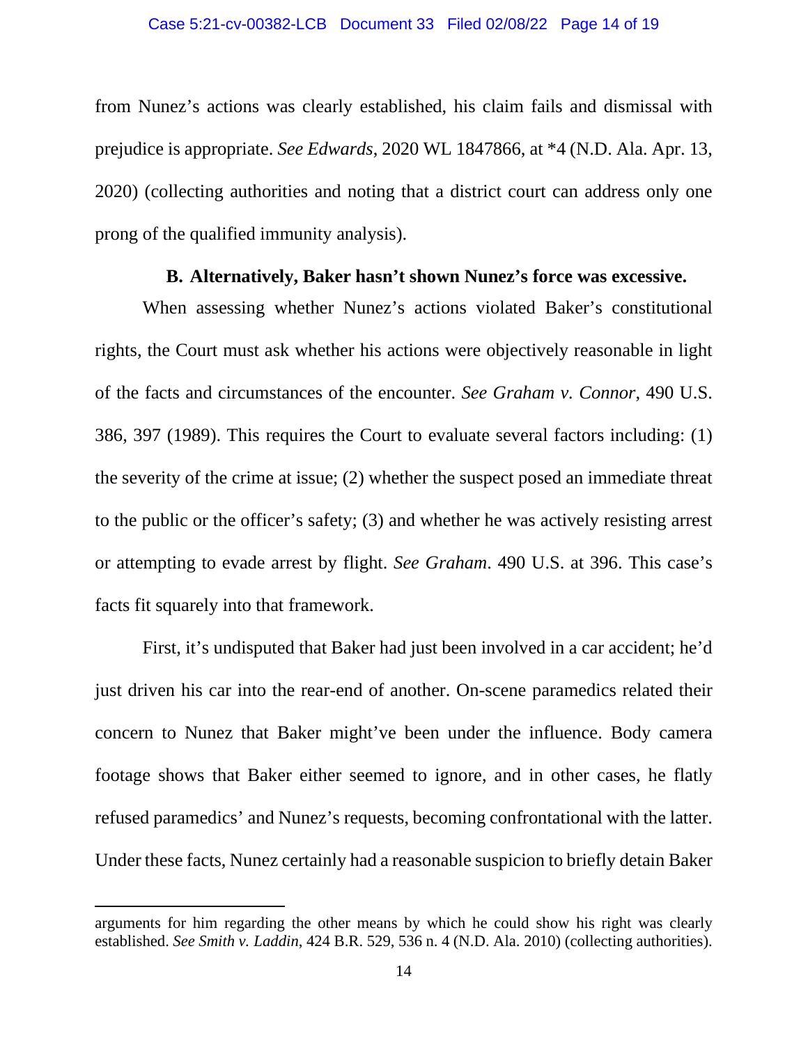from Nunez's actions was clearly established, his claim fails and dismissal with prejudice is appropriate. *See Edwards*, 2020 WL 1847866, at *4 (N.D. Ala. Apr. 13, 2020) (collecting authorities and noting that a district court can address only one prong of the qualified immunity analysis).

### B. Alternatively, Baker hasn't shown Nunez's force was excessive.

When assessing whether Nunez's actions violated Baker's constitutional rights, the Court must ask whether his actions were objectively reasonable in light of the facts and circumstances of the encounter. *See Graham v. Connor*, 490 U.S. 386, 397 (1989). This requires the Court to evaluate several factors including: (1) the severity of the crime at issue; (2) whether the suspect posed an immediate threat to the public or the officer's safety; (3) and whether he was actively resisting arrest or attempting to evade arrest by flight. *See Graham*. 490 U.S. at 396. This case's facts fit squarely into that framework.

First, it's undisputed that Baker had just been involved in a car accident; he'd just driven his car into the rear-end of another. On-scene paramedics related their concern to Nunez that Baker might've been under the influence. Body camera footage shows that Baker either seemed to ignore, and in other cases, he flatly refused paramedics' and Nunez's requests, becoming confrontational with the latter. Under these facts, Nunez certainly had a reasonable suspicion to briefly detain Baker

---

arguments for him regarding the other means by which he could show his right was clearly established. *See Smith v. Laddin*, 424 B.R. 529, 536 n. 4 (N.D. Ala. 2010) (collecting authorities).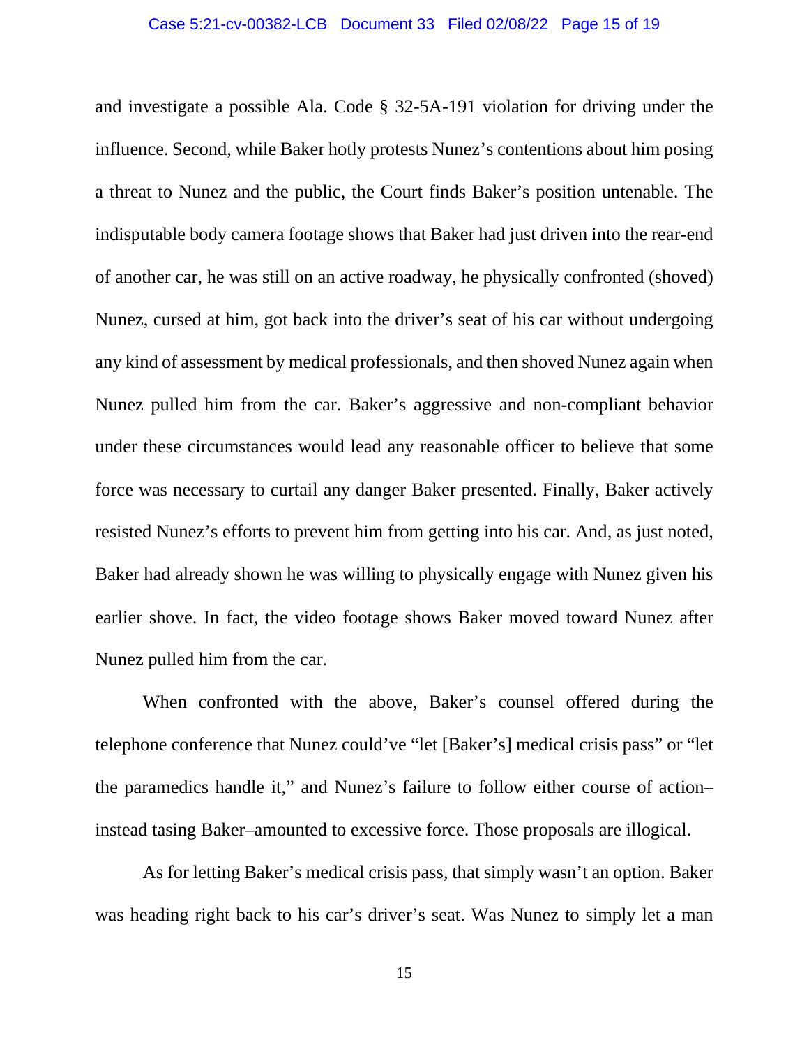and investigate a possible Ala. Code § 32-5A-191 violation for driving under the influence. Second, while Baker hotly protests Nunez's contentions about him posing a threat to Nunez and the public, the Court finds Baker's position untenable. The indisputable body camera footage shows that Baker had just driven into the rear-end of another car, he was still on an active roadway, he physically confronted (shoved) Nunez, cursed at him, got back into the driver's seat of his car without undergoing any kind of assessment by medical professionals, and then shoved Nunez again when Nunez pulled him from the car. Baker's aggressive and non-compliant behavior under these circumstances would lead any reasonable officer to believe that some force was necessary to curtail any danger Baker presented. Finally, Baker actively resisted Nunez's efforts to prevent him from getting into his car. And, as just noted, Baker had already shown he was willing to physically engage with Nunez given his earlier shove. In fact, the video footage shows Baker moved toward Nunez after Nunez pulled him from the car.

When confronted with the above, Baker's counsel offered during the telephone conference that Nunez could've "let [Baker's] medical crisis pass" or "let the paramedics handle it," and Nunez's failure to follow either course of action–instead tasing Baker–amounted to excessive force. Those proposals are illogical.

As for letting Baker's medical crisis pass, that simply wasn't an option. Baker was heading right back to his car's driver's seat. Was Nunez to simply let a man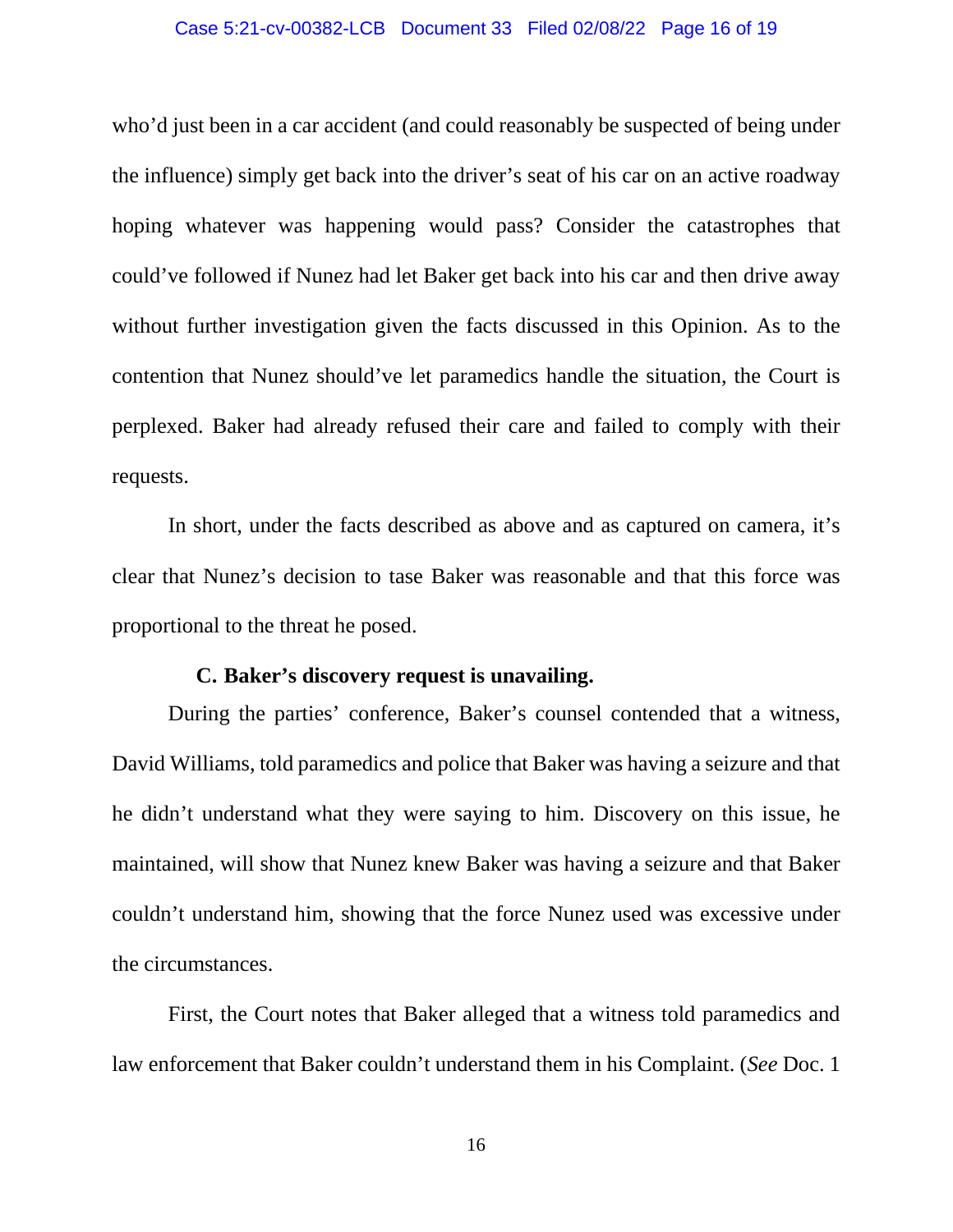who'd just been in a car accident (and could reasonably be suspected of being under the influence) simply get back into the driver's seat of his car on an active roadway hoping whatever was happening would pass? Consider the catastrophes that could've followed if Nunez had let Baker get back into his car and then drive away without further investigation given the facts discussed in this Opinion. As to the contention that Nunez should've let paramedics handle the situation, the Court is perplexed. Baker had already refused their care and failed to comply with their requests.

In short, under the facts described as above and as captured on camera, it's clear that Nunez's decision to tase Baker was reasonable and that this force was proportional to the threat he posed.

### C. Baker's discovery request is unavailing.

During the parties' conference, Baker's counsel contended that a witness, David Williams, told paramedics and police that Baker was having a seizure and that he didn't understand what they were saying to him. Discovery on this issue, he maintained, will show that Nunez knew Baker was having a seizure and that Baker couldn't understand him, showing that the force Nunez used was excessive under the circumstances.

First, the Court notes that Baker alleged that a witness told paramedics and law enforcement that Baker couldn't understand them in his Complaint. (*See* Doc. 1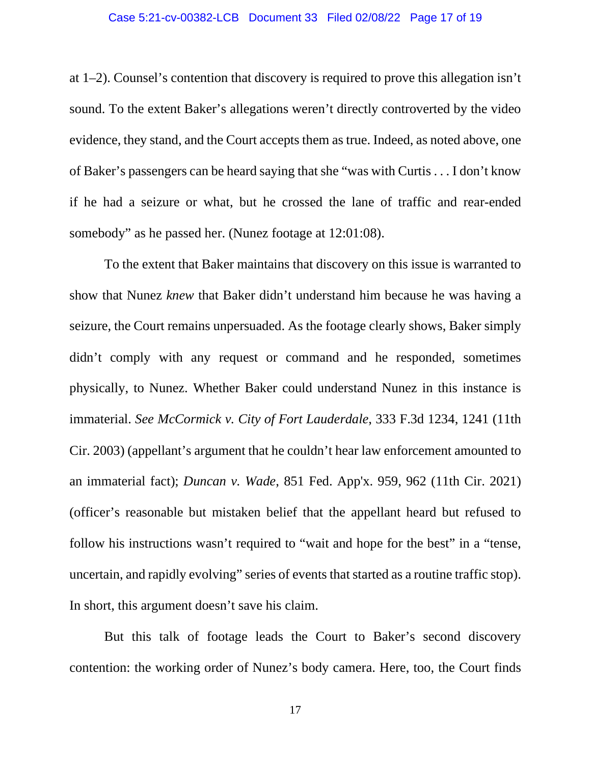at 1–2). Counsel's contention that discovery is required to prove this allegation isn't sound. To the extent Baker's allegations weren't directly controverted by the video evidence, they stand, and the Court accepts them as true. Indeed, as noted above, one of Baker's passengers can be heard saying that she "was with Curtis . . . I don't know if he had a seizure or what, but he crossed the lane of traffic and rear-ended somebody" as he passed her. (Nunez footage at 12:01:08).

To the extent that Baker maintains that discovery on this issue is warranted to show that Nunez *knew* that Baker didn't understand him because he was having a seizure, the Court remains unpersuaded. As the footage clearly shows, Baker simply didn't comply with any request or command and he responded, sometimes physically, to Nunez. Whether Baker could understand Nunez in this instance is immaterial. *See McCormick v. City of Fort Lauderdale*, 333 F.3d 1234, 1241 (11th Cir. 2003) (appellant's argument that he couldn't hear law enforcement amounted to an immaterial fact); *Duncan v. Wade*, 851 Fed. App'x. 959, 962 (11th Cir. 2021) (officer's reasonable but mistaken belief that the appellant heard but refused to follow his instructions wasn't required to "wait and hope for the best" in a "tense, uncertain, and rapidly evolving" series of events that started as a routine traffic stop). In short, this argument doesn't save his claim.

But this talk of footage leads the Court to Baker's second discovery contention: the working order of Nunez's body camera. Here, too, the Court finds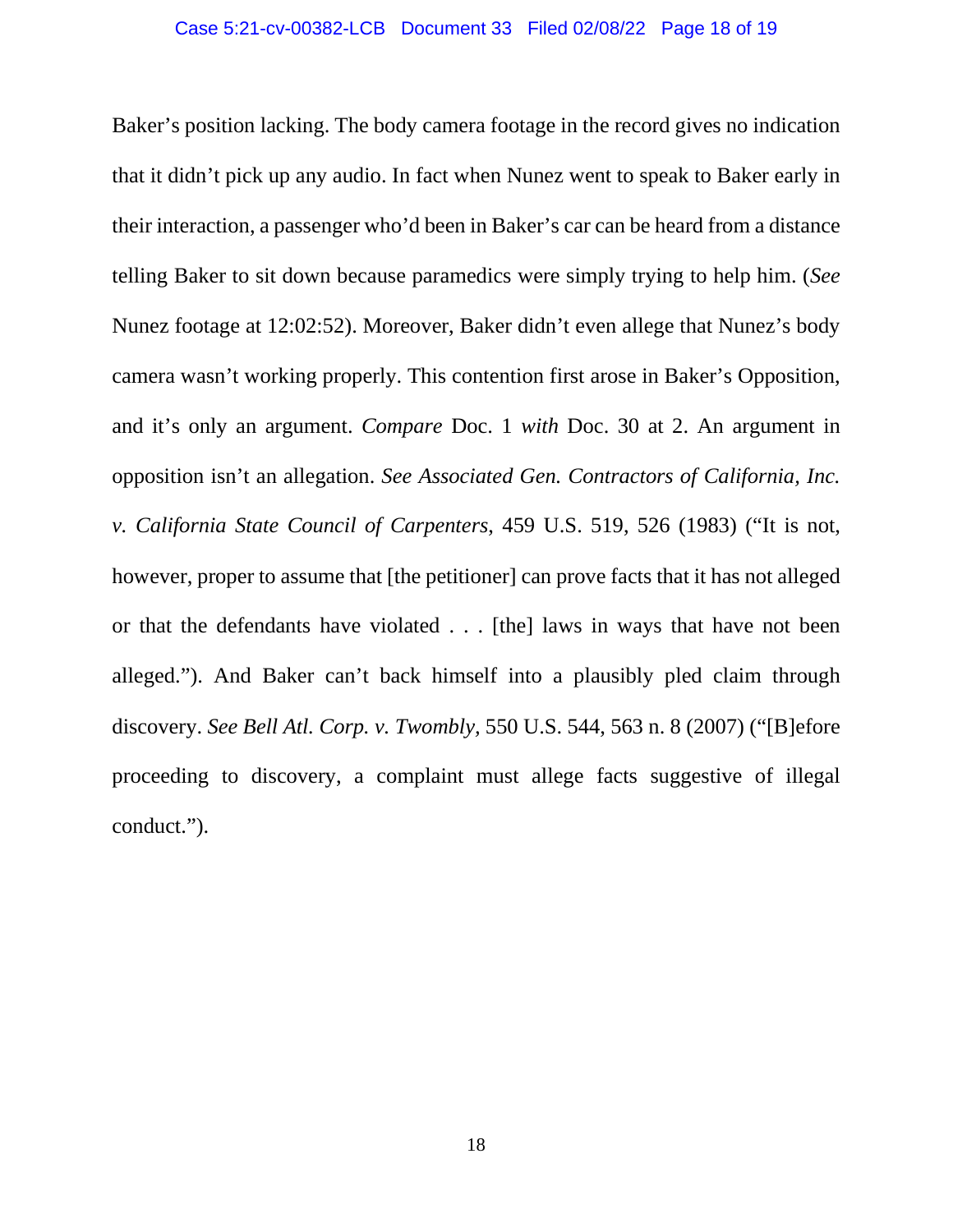Baker's position lacking. The body camera footage in the record gives no indication that it didn't pick up any audio. In fact when Nunez went to speak to Baker early in their interaction, a passenger who'd been in Baker's car can be heard from a distance telling Baker to sit down because paramedics were simply trying to help him. (*See* Nunez footage at 12:02:52). Moreover, Baker didn't even allege that Nunez's body camera wasn't working properly. This contention first arose in Baker's Opposition, and it's only an argument. *Compare* Doc. 1 *with* Doc. 30 at 2. An argument in opposition isn't an allegation. *See Associated Gen. Contractors of California, Inc. v. California State Council of Carpenters*, 459 U.S. 519, 526 (1983) ("It is not, however, proper to assume that [the petitioner] can prove facts that it has not alleged or that the defendants have violated . . . [the] laws in ways that have not been alleged."). And Baker can't back himself into a plausibly pled claim through discovery. *See Bell Atl. Corp. v. Twombly*, 550 U.S. 544, 563 n. 8 (2007) ("[B]efore proceeding to discovery, a complaint must allege facts suggestive of illegal conduct.").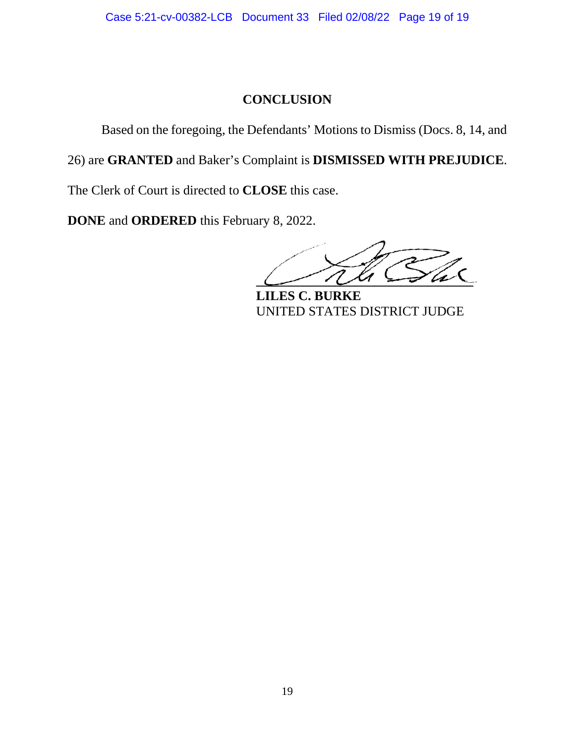## CONCLUSION

Based on the foregoing, the Defendants' Motions to Dismiss (Docs. 8, 14, and 26) are **GRANTED** and Baker's Complaint is **DISMISSED WITH PREJUDICE**. The Clerk of Court is directed to **CLOSE** this case.

**DONE** and **ORDERED** this February 8, 2022.

**LILES C. BURKE**
UNITED STATES DISTRICT JUDGE